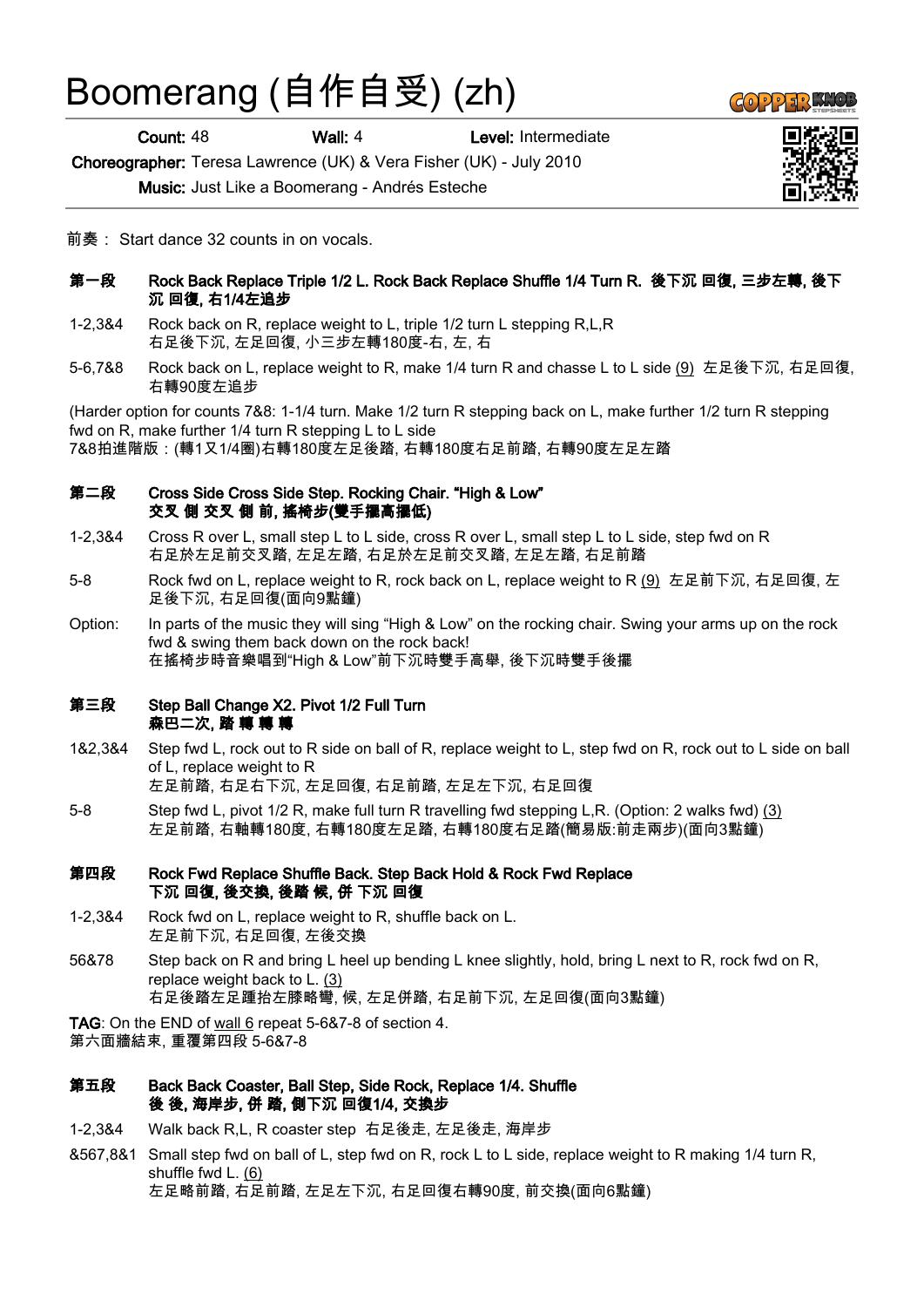# Boomerang (自作自受) (zh)

**Count:** 48 **Wall:** 4 **Level:** Intermediate

**Choreographer:** Teresa Lawrence (UK) & Vera Fisher (UK) - July 2010

**Music:** Just Like a Boomerang - Andrés Esteche

前奏： Start dance 32 counts in on vocals.

### 第一段 Rock Back Replace Triple 1/2 L. Rock Back Replace Shuffle 1/4 Turn R. 後下沉 回復, 三步左轉, 後下沉 回復, 右1/4左追步

1-2,3&4 Rock back on R, replace weight to L, triple 1/2 turn L stepping R,L,R
右足後下沉, 左足回復, 小三步左轉180度-右, 左, 右

5-6,7&8 Rock back on L, replace weight to R, make 1/4 turn R and chasse L to L side (9) 左足後下沉, 右足回復, 右轉90度左追步

(Harder option for counts 7&8: 1-1/4 turn. Make 1/2 turn R stepping back on L, make further 1/2 turn R stepping fwd on R, make further 1/4 turn R stepping L to L side
7&8拍進階版：(轉1又1/4圈)右轉180度左足後踏, 右轉180度右足前踏, 右轉90度左足左踏

### 第二段 Cross Side Cross Side Step. Rocking Chair. "High & Low" 交叉 側 交叉 側 前, 搖椅步(雙手擺高擺低)

1-2,3&4 Cross R over L, small step L to L side, cross R over L, small step L to L side, step fwd on R
右足於左足前交叉踏, 左足左踏, 右足於左足前交叉踏, 左足左踏, 右足前踏

5-8 Rock fwd on L, replace weight to R, rock back on L, replace weight to R (9) 左足前下沉, 右足回復, 左足後下沉, 右足回復(面向9點鐘)

Option: In parts of the music they will sing "High & Low" on the rocking chair. Swing your arms up on the rock fwd & swing them back down on the rock back!
在搖椅步時音樂唱到"High & Low"前下沉時雙手高舉, 後下沉時雙手後擺

### 第三段 Step Ball Change X2. Pivot 1/2 Full Turn 森巴二次, 踏 轉 轉 轉

1&2,3&4 Step fwd L, rock out to R side on ball of R, replace weight to L, step fwd on R, rock out to L side on ball of L, replace weight to R
左足前踏, 右足右下沉, 左足回復, 右足前踏, 左足左下沉, 右足回復

5-8 Step fwd L, pivot 1/2 R, make full turn R travelling fwd stepping L,R. (Option: 2 walks fwd) (3)
左足前踏, 右軸轉180度, 右轉180度左足踏, 右轉180度右足踏(簡易版:前走兩步)(面向3點鐘)

### 第四段 Rock Fwd Replace Shuffle Back. Step Back Hold & Rock Fwd Replace 下沉 回復, 後交換, 後踏 候, 併 下沉 回復

1-2,3&4 Rock fwd on L, replace weight to R, shuffle back on L.
左足前下沉, 右足回復, 左後交換

56&78 Step back on R and bring L heel up bending L knee slightly, hold, bring L next to R, rock fwd on R, replace weight back to L. (3)
右足後踏左足踵抬左膝略彎, 候, 左足併踏, 右足前下沉, 左足回復(面向3點鐘)

**TAG**: On the END of wall 6 repeat 5-6&7-8 of section 4.
第六面牆結束, 重覆第四段 5-6&7-8

### 第五段 Back Back Coaster, Ball Step, Side Rock, Replace 1/4. Shuffle 後 後, 海岸步, 併 踏, 側下沉 回復1/4, 交換步

1-2,3&4 Walk back R,L, R coaster step 右足後走, 左足後走, 海岸步

&567,8&1 Small step fwd on ball of L, step fwd on R, rock L to L side, replace weight to R making 1/4 turn R, shuffle fwd L. (6)
左足略前踏, 右足前踏, 左足左下沉, 右足回復右轉90度, 前交換(面向6點鐘)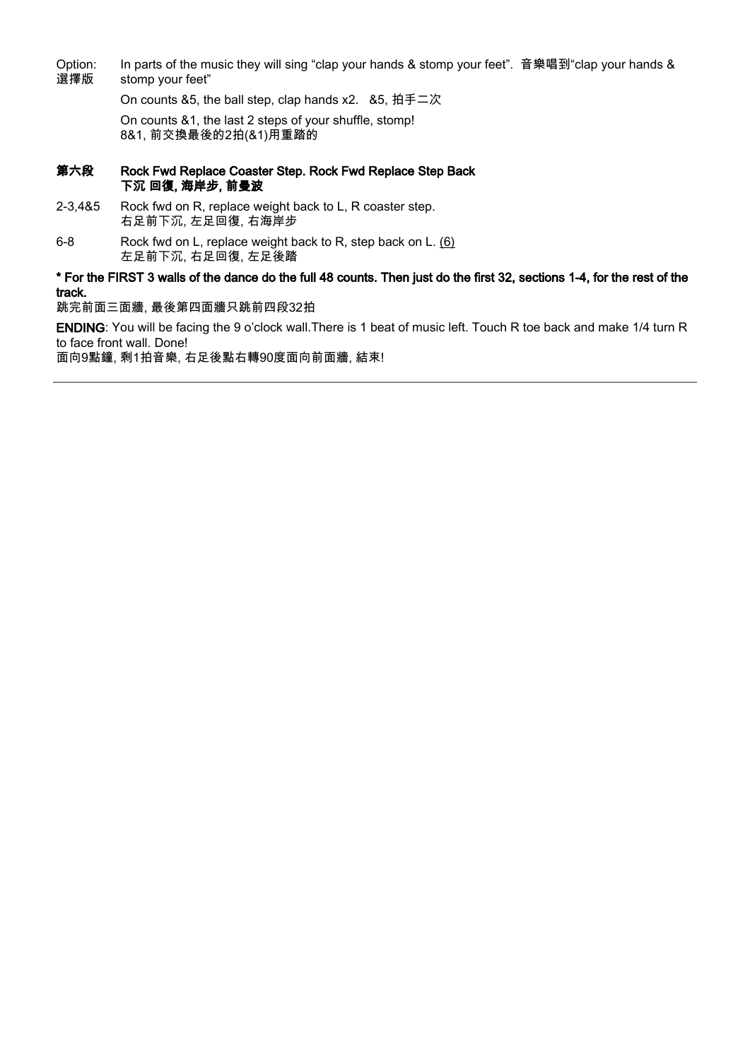Option: 選擇版 In parts of the music they will sing "clap your hands & stomp your feet". 音樂唱到"clap your hands & stomp your feet"

On counts &5, the ball step, clap hands x2. &5, 拍手二次

On counts &1, the last 2 steps of your shuffle, stomp!
8&1, 前交換最後的2拍(&1)用重踏的

**第六段 Rock Fwd Replace Coaster Step. Rock Fwd Replace Step Back**
**下沉 回復, 海岸步, 前曼波**

2-3,4&5 Rock fwd on R, replace weight back to L, R coaster step.
右足前下沉, 左足回復, 右海岸步

6-8 Rock fwd on L, replace weight back to R, step back on L. (6)
左足前下沉, 右足回復, 左足後踏

**\* For the FIRST 3 walls of the dance do the full 48 counts. Then just do the first 32, sections 1-4, for the rest of the track.**
跳完前面三面牆, 最後第四面牆只跳前四段32拍

**ENDING**: You will be facing the 9 o'clock wall.There is 1 beat of music left. Touch R toe back and make 1/4 turn R to face front wall. Done!
面向9點鐘, 剩1拍音樂, 右足後點右轉90度面向前面牆, 結束!